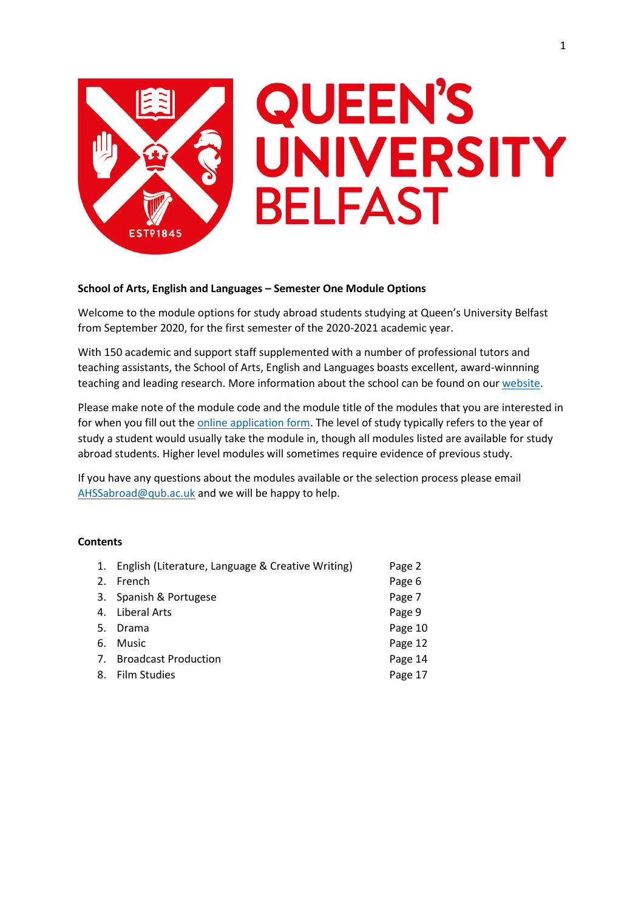**School of Arts, English and Languages – Semester One Module Options**

Welcome to the module options for study abroad students studying at Queen's University Belfast from September 2020, for the first semester of the 2020-2021 academic year.

With 150 academic and support staff supplemented with a number of professional tutors and teaching assistants, the School of Arts, English and Languages boasts excellent, award-winnning teaching and leading research. More information about the school can be found on our website.

Please make note of the module code and the module title of the modules that you are interested in for when you fill out the online application form. The level of study typically refers to the year of study a student would usually take the module in, though all modules listed are available for study abroad students. Higher level modules will sometimes require evidence of previous study.

If you have any questions about the modules available or the selection process please email AHSSabroad@qub.ac.uk and we will be happy to help.

**Contents**

| | |
|---|---|
| 1. English (Literature, Language & Creative Writing) | Page 2 |
| 2. French | Page 6 |
| 3. Spanish & Portugese | Page 7 |
| 4. Liberal Arts | Page 9 |
| 5. Drama | Page 10 |
| 6. Music | Page 12 |
| 7. Broadcast Production | Page 14 |
| 8. Film Studies | Page 17 |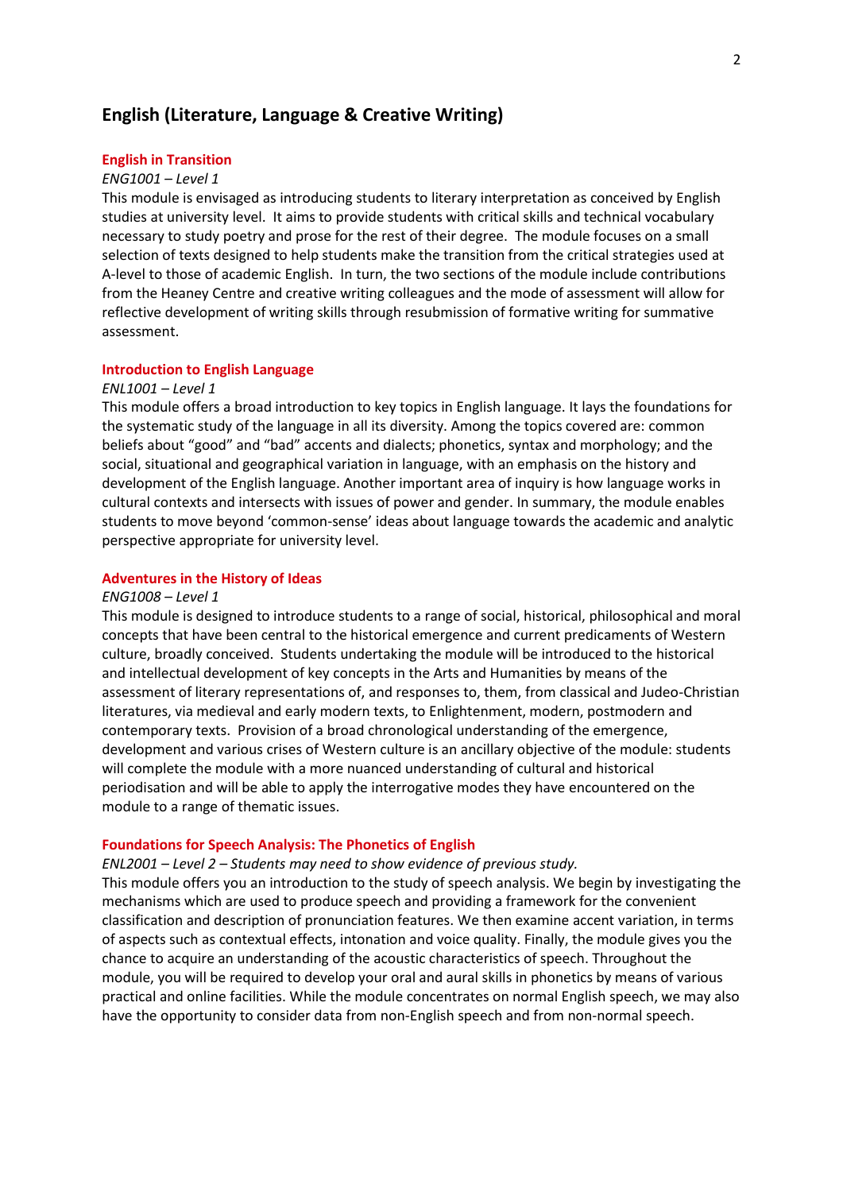## English (Literature, Language & Creative Writing)

### English in Transition

*ENG1001 – Level 1*

This module is envisaged as introducing students to literary interpretation as conceived by English studies at university level. It aims to provide students with critical skills and technical vocabulary necessary to study poetry and prose for the rest of their degree. The module focuses on a small selection of texts designed to help students make the transition from the critical strategies used at A-level to those of academic English. In turn, the two sections of the module include contributions from the Heaney Centre and creative writing colleagues and the mode of assessment will allow for reflective development of writing skills through resubmission of formative writing for summative assessment.

### Introduction to English Language

*ENL1001 – Level 1*

This module offers a broad introduction to key topics in English language. It lays the foundations for the systematic study of the language in all its diversity. Among the topics covered are: common beliefs about “good” and “bad” accents and dialects; phonetics, syntax and morphology; and the social, situational and geographical variation in language, with an emphasis on the history and development of the English language. Another important area of inquiry is how language works in cultural contexts and intersects with issues of power and gender. In summary, the module enables students to move beyond ‘common-sense’ ideas about language towards the academic and analytic perspective appropriate for university level.

### Adventures in the History of Ideas

*ENG1008 – Level 1*

This module is designed to introduce students to a range of social, historical, philosophical and moral concepts that have been central to the historical emergence and current predicaments of Western culture, broadly conceived. Students undertaking the module will be introduced to the historical and intellectual development of key concepts in the Arts and Humanities by means of the assessment of literary representations of, and responses to, them, from classical and Judeo-Christian literatures, via medieval and early modern texts, to Enlightenment, modern, postmodern and contemporary texts. Provision of a broad chronological understanding of the emergence, development and various crises of Western culture is an ancillary objective of the module: students will complete the module with a more nuanced understanding of cultural and historical periodisation and will be able to apply the interrogative modes they have encountered on the module to a range of thematic issues.

### Foundations for Speech Analysis: The Phonetics of English

*ENL2001 – Level 2 – Students may need to show evidence of previous study.*

This module offers you an introduction to the study of speech analysis. We begin by investigating the mechanisms which are used to produce speech and providing a framework for the convenient classification and description of pronunciation features. We then examine accent variation, in terms of aspects such as contextual effects, intonation and voice quality. Finally, the module gives you the chance to acquire an understanding of the acoustic characteristics of speech. Throughout the module, you will be required to develop your oral and aural skills in phonetics by means of various practical and online facilities. While the module concentrates on normal English speech, we may also have the opportunity to consider data from non-English speech and from non-normal speech.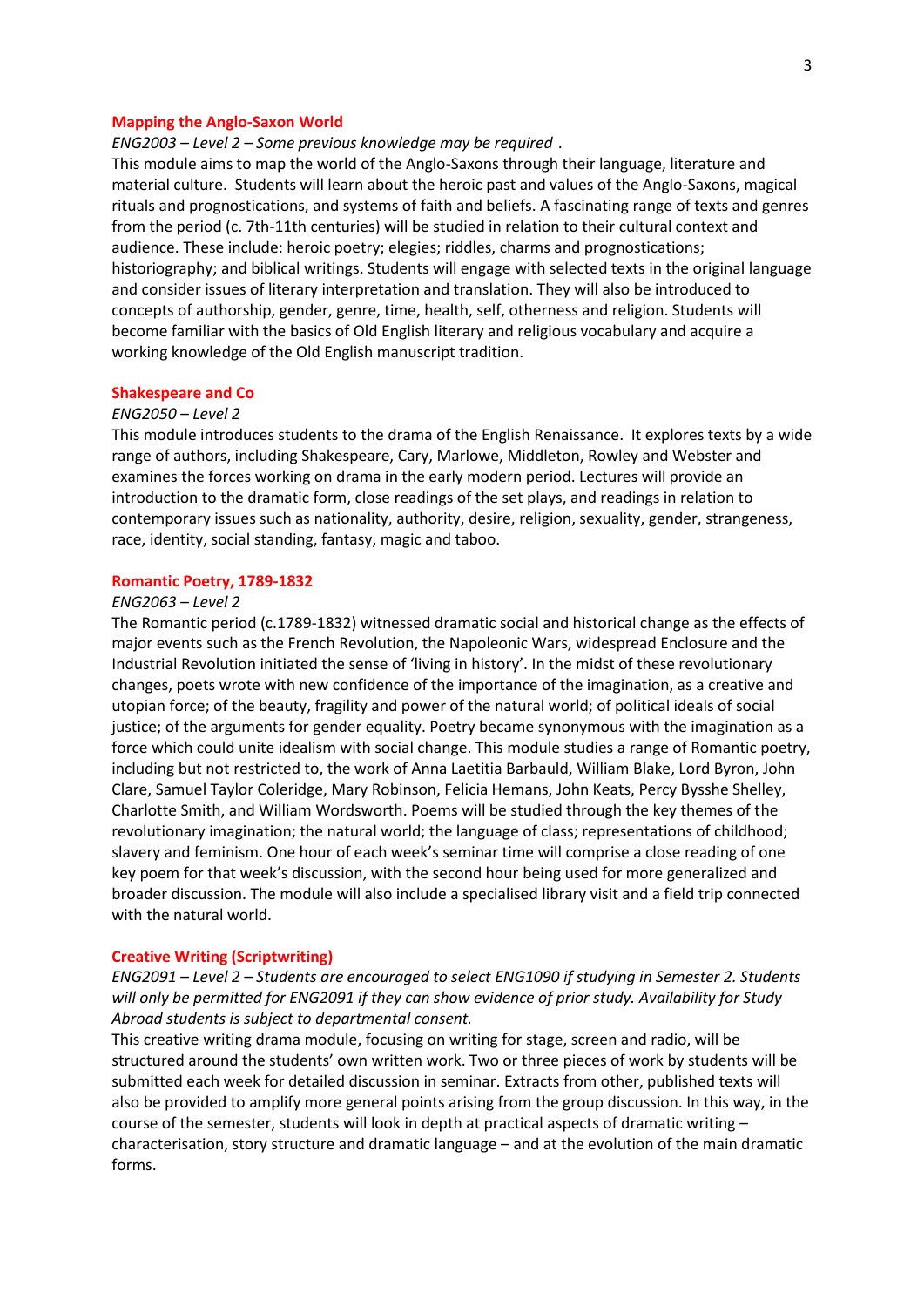## Mapping the Anglo-Saxon World

*ENG2003 – Level 2 – Some previous knowledge may be required .*

This module aims to map the world of the Anglo-Saxons through their language, literature and material culture. Students will learn about the heroic past and values of the Anglo-Saxons, magical rituals and prognostications, and systems of faith and beliefs. A fascinating range of texts and genres from the period (c. 7th-11th centuries) will be studied in relation to their cultural context and audience. These include: heroic poetry; elegies; riddles, charms and prognostications; historiography; and biblical writings. Students will engage with selected texts in the original language and consider issues of literary interpretation and translation. They will also be introduced to concepts of authorship, gender, genre, time, health, self, otherness and religion. Students will become familiar with the basics of Old English literary and religious vocabulary and acquire a working knowledge of the Old English manuscript tradition.

## Shakespeare and Co

*ENG2050 – Level 2*

This module introduces students to the drama of the English Renaissance. It explores texts by a wide range of authors, including Shakespeare, Cary, Marlowe, Middleton, Rowley and Webster and examines the forces working on drama in the early modern period. Lectures will provide an introduction to the dramatic form, close readings of the set plays, and readings in relation to contemporary issues such as nationality, authority, desire, religion, sexuality, gender, strangeness, race, identity, social standing, fantasy, magic and taboo.

## Romantic Poetry, 1789-1832

*ENG2063 – Level 2*

The Romantic period (c.1789-1832) witnessed dramatic social and historical change as the effects of major events such as the French Revolution, the Napoleonic Wars, widespread Enclosure and the Industrial Revolution initiated the sense of 'living in history'. In the midst of these revolutionary changes, poets wrote with new confidence of the importance of the imagination, as a creative and utopian force; of the beauty, fragility and power of the natural world; of political ideals of social justice; of the arguments for gender equality. Poetry became synonymous with the imagination as a force which could unite idealism with social change. This module studies a range of Romantic poetry, including but not restricted to, the work of Anna Laetitia Barbauld, William Blake, Lord Byron, John Clare, Samuel Taylor Coleridge, Mary Robinson, Felicia Hemans, John Keats, Percy Bysshe Shelley, Charlotte Smith, and William Wordsworth. Poems will be studied through the key themes of the revolutionary imagination; the natural world; the language of class; representations of childhood; slavery and feminism. One hour of each week's seminar time will comprise a close reading of one key poem for that week's discussion, with the second hour being used for more generalized and broader discussion. The module will also include a specialised library visit and a field trip connected with the natural world.

## Creative Writing (Scriptwriting)

*ENG2091 – Level 2 – Students are encouraged to select ENG1090 if studying in Semester 2. Students will only be permitted for ENG2091 if they can show evidence of prior study. Availability for Study Abroad students is subject to departmental consent.*

This creative writing drama module, focusing on writing for stage, screen and radio, will be structured around the students' own written work. Two or three pieces of work by students will be submitted each week for detailed discussion in seminar. Extracts from other, published texts will also be provided to amplify more general points arising from the group discussion. In this way, in the course of the semester, students will look in depth at practical aspects of dramatic writing – characterisation, story structure and dramatic language – and at the evolution of the main dramatic forms.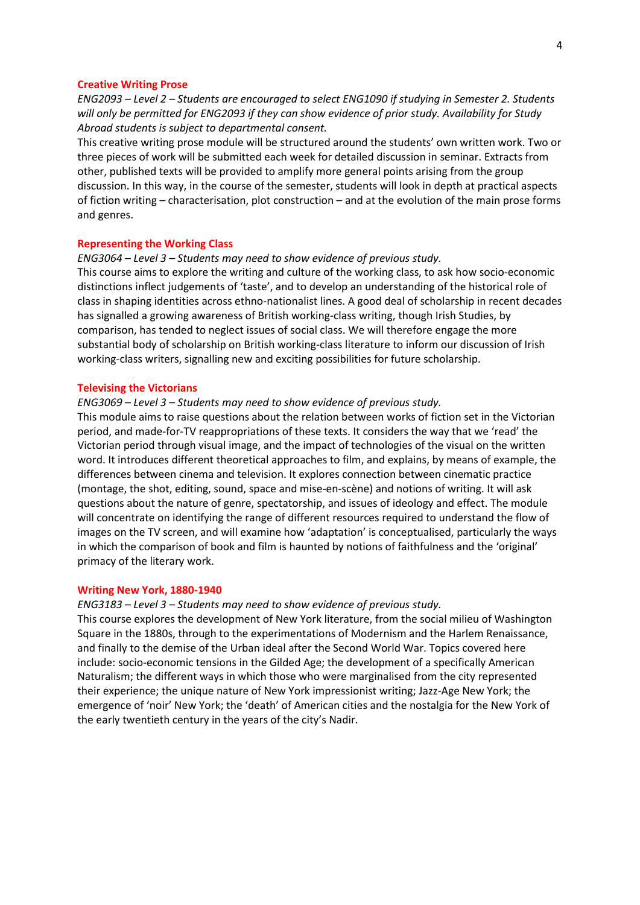## Creative Writing Prose

*ENG2093 – Level 2 – Students are encouraged to select ENG1090 if studying in Semester 2. Students will only be permitted for ENG2093 if they can show evidence of prior study. Availability for Study Abroad students is subject to departmental consent.*

This creative writing prose module will be structured around the students' own written work. Two or three pieces of work will be submitted each week for detailed discussion in seminar. Extracts from other, published texts will be provided to amplify more general points arising from the group discussion. In this way, in the course of the semester, students will look in depth at practical aspects of fiction writing – characterisation, plot construction – and at the evolution of the main prose forms and genres.

## Representing the Working Class

*ENG3064 – Level 3 – Students may need to show evidence of previous study.*

This course aims to explore the writing and culture of the working class, to ask how socio-economic distinctions inflect judgements of 'taste', and to develop an understanding of the historical role of class in shaping identities across ethno-nationalist lines. A good deal of scholarship in recent decades has signalled a growing awareness of British working-class writing, though Irish Studies, by comparison, has tended to neglect issues of social class. We will therefore engage the more substantial body of scholarship on British working-class literature to inform our discussion of Irish working-class writers, signalling new and exciting possibilities for future scholarship.

## Televising the Victorians

*ENG3069 – Level 3 – Students may need to show evidence of previous study.*

This module aims to raise questions about the relation between works of fiction set in the Victorian period, and made-for-TV reappropriations of these texts. It considers the way that we 'read' the Victorian period through visual image, and the impact of technologies of the visual on the written word. It introduces different theoretical approaches to film, and explains, by means of example, the differences between cinema and television. It explores connection between cinematic practice (montage, the shot, editing, sound, space and mise-en-scène) and notions of writing. It will ask questions about the nature of genre, spectatorship, and issues of ideology and effect. The module will concentrate on identifying the range of different resources required to understand the flow of images on the TV screen, and will examine how 'adaptation' is conceptualised, particularly the ways in which the comparison of book and film is haunted by notions of faithfulness and the 'original' primacy of the literary work.

## Writing New York, 1880-1940

*ENG3183 – Level 3 – Students may need to show evidence of previous study.*

This course explores the development of New York literature, from the social milieu of Washington Square in the 1880s, through to the experimentations of Modernism and the Harlem Renaissance, and finally to the demise of the Urban ideal after the Second World War. Topics covered here include: socio-economic tensions in the Gilded Age; the development of a specifically American Naturalism; the different ways in which those who were marginalised from the city represented their experience; the unique nature of New York impressionist writing; Jazz-Age New York; the emergence of 'noir' New York; the 'death' of American cities and the nostalgia for the New York of the early twentieth century in the years of the city's Nadir.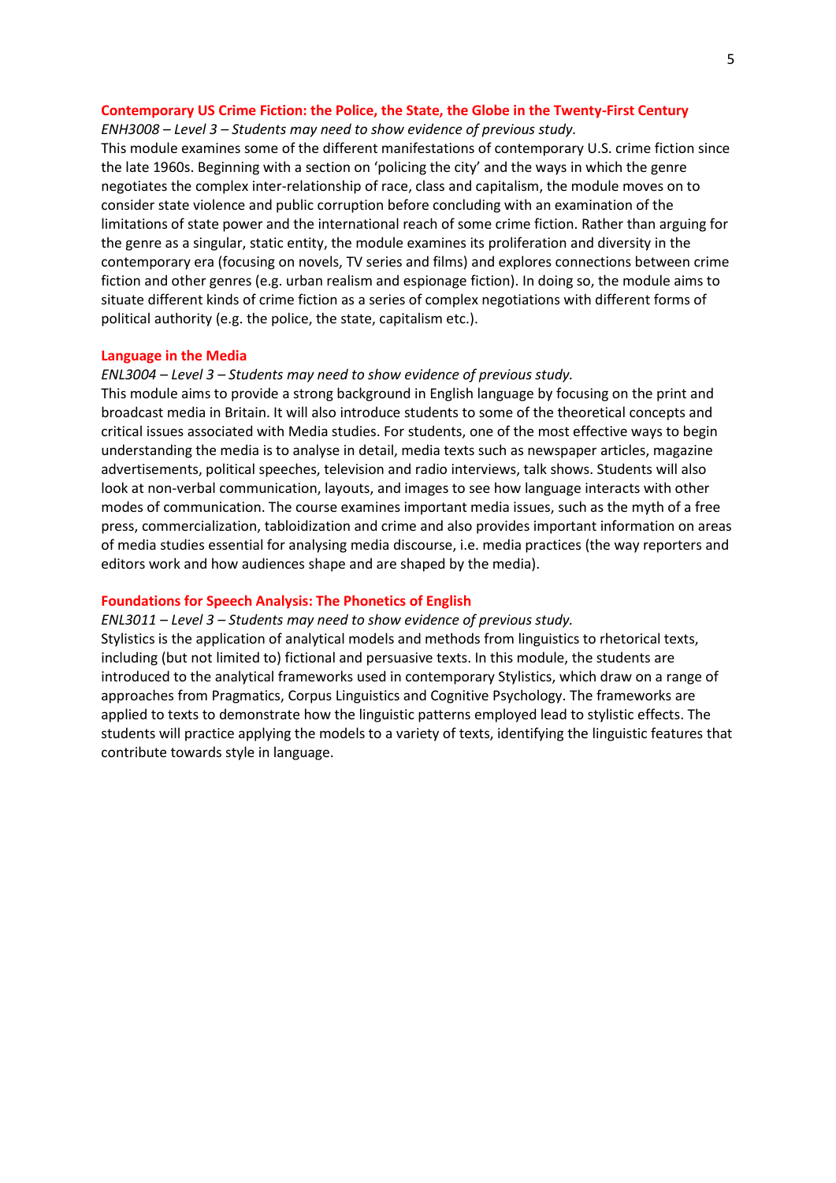### Contemporary US Crime Fiction: the Police, the State, the Globe in the Twenty-First Century

*ENH3008 – Level 3 – Students may need to show evidence of previous study.*

This module examines some of the different manifestations of contemporary U.S. crime fiction since the late 1960s. Beginning with a section on 'policing the city' and the ways in which the genre negotiates the complex inter-relationship of race, class and capitalism, the module moves on to consider state violence and public corruption before concluding with an examination of the limitations of state power and the international reach of some crime fiction. Rather than arguing for the genre as a singular, static entity, the module examines its proliferation and diversity in the contemporary era (focusing on novels, TV series and films) and explores connections between crime fiction and other genres (e.g. urban realism and espionage fiction). In doing so, the module aims to situate different kinds of crime fiction as a series of complex negotiations with different forms of political authority (e.g. the police, the state, capitalism etc.).

### Language in the Media

*ENL3004 – Level 3 – Students may need to show evidence of previous study.*

This module aims to provide a strong background in English language by focusing on the print and broadcast media in Britain. It will also introduce students to some of the theoretical concepts and critical issues associated with Media studies. For students, one of the most effective ways to begin understanding the media is to analyse in detail, media texts such as newspaper articles, magazine advertisements, political speeches, television and radio interviews, talk shows. Students will also look at non-verbal communication, layouts, and images to see how language interacts with other modes of communication. The course examines important media issues, such as the myth of a free press, commercialization, tabloidization and crime and also provides important information on areas of media studies essential for analysing media discourse, i.e. media practices (the way reporters and editors work and how audiences shape and are shaped by the media).

### Foundations for Speech Analysis: The Phonetics of English

*ENL3011 – Level 3 – Students may need to show evidence of previous study.*

Stylistics is the application of analytical models and methods from linguistics to rhetorical texts, including (but not limited to) fictional and persuasive texts. In this module, the students are introduced to the analytical frameworks used in contemporary Stylistics, which draw on a range of approaches from Pragmatics, Corpus Linguistics and Cognitive Psychology. The frameworks are applied to texts to demonstrate how the linguistic patterns employed lead to stylistic effects. The students will practice applying the models to a variety of texts, identifying the linguistic features that contribute towards style in language.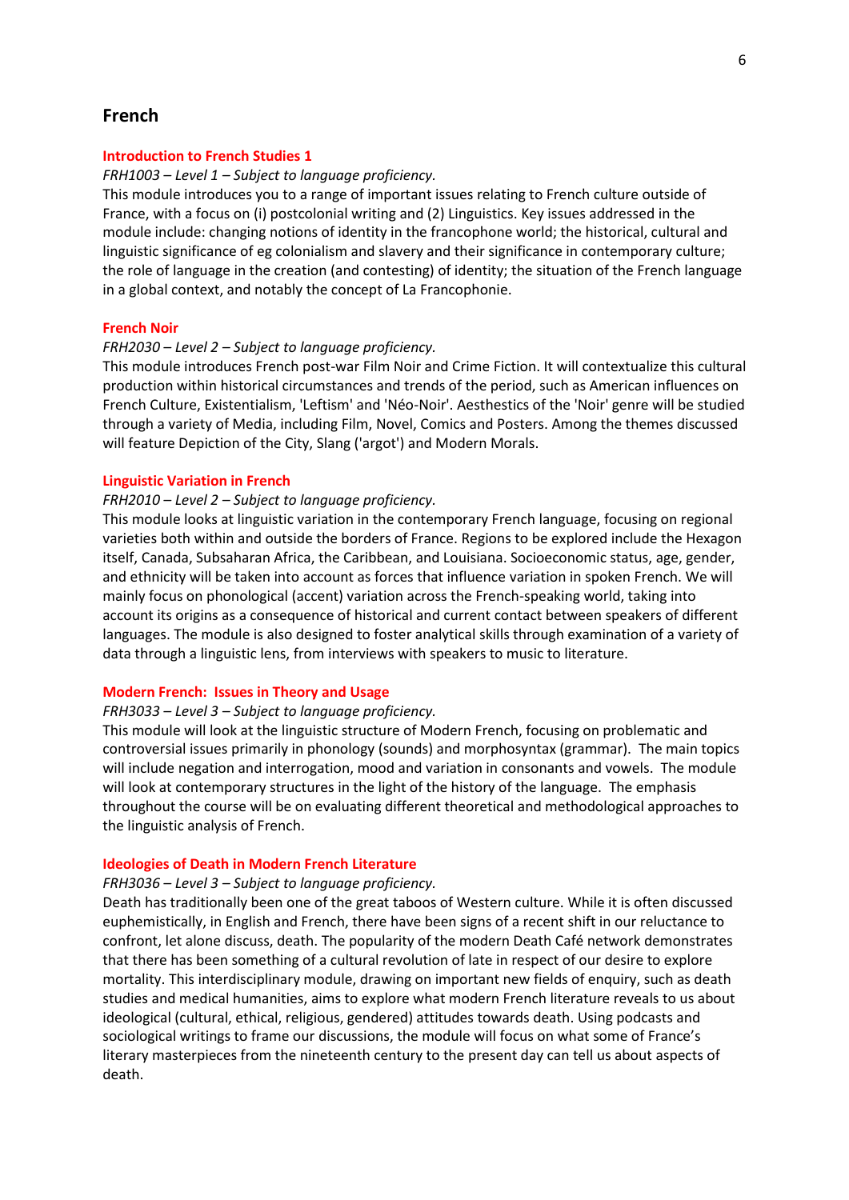## French

### Introduction to French Studies 1

*FRH1003 – Level 1 – Subject to language proficiency.*

This module introduces you to a range of important issues relating to French culture outside of France, with a focus on (i) postcolonial writing and (2) Linguistics. Key issues addressed in the module include: changing notions of identity in the francophone world; the historical, cultural and linguistic significance of eg colonialism and slavery and their significance in contemporary culture; the role of language in the creation (and contesting) of identity; the situation of the French language in a global context, and notably the concept of La Francophonie.

### French Noir

*FRH2030 – Level 2 – Subject to language proficiency.*

This module introduces French post-war Film Noir and Crime Fiction. It will contextualize this cultural production within historical circumstances and trends of the period, such as American influences on French Culture, Existentialism, 'Leftism' and 'Néo-Noir'. Aesthetics of the 'Noir' genre will be studied through a variety of Media, including Film, Novel, Comics and Posters. Among the themes discussed will feature Depiction of the City, Slang ('argot') and Modern Morals.

### Linguistic Variation in French

*FRH2010 – Level 2 – Subject to language proficiency.*

This module looks at linguistic variation in the contemporary French language, focusing on regional varieties both within and outside the borders of France. Regions to be explored include the Hexagon itself, Canada, Subsaharan Africa, the Caribbean, and Louisiana. Socioeconomic status, age, gender, and ethnicity will be taken into account as forces that influence variation in spoken French. We will mainly focus on phonological (accent) variation across the French-speaking world, taking into account its origins as a consequence of historical and current contact between speakers of different languages. The module is also designed to foster analytical skills through examination of a variety of data through a linguistic lens, from interviews with speakers to music to literature.

### Modern French: Issues in Theory and Usage

*FRH3033 – Level 3 – Subject to language proficiency.*

This module will look at the linguistic structure of Modern French, focusing on problematic and controversial issues primarily in phonology (sounds) and morphosyntax (grammar). The main topics will include negation and interrogation, mood and variation in consonants and vowels. The module will look at contemporary structures in the light of the history of the language. The emphasis throughout the course will be on evaluating different theoretical and methodological approaches to the linguistic analysis of French.

### Ideologies of Death in Modern French Literature

*FRH3036 – Level 3 – Subject to language proficiency.*

Death has traditionally been one of the great taboos of Western culture. While it is often discussed euphemistically, in English and French, there have been signs of a recent shift in our reluctance to confront, let alone discuss, death. The popularity of the modern Death Café network demonstrates that there has been something of a cultural revolution of late in respect of our desire to explore mortality. This interdisciplinary module, drawing on important new fields of enquiry, such as death studies and medical humanities, aims to explore what modern French literature reveals to us about ideological (cultural, ethical, religious, gendered) attitudes towards death. Using podcasts and sociological writings to frame our discussions, the module will focus on what some of France's literary masterpieces from the nineteenth century to the present day can tell us about aspects of death.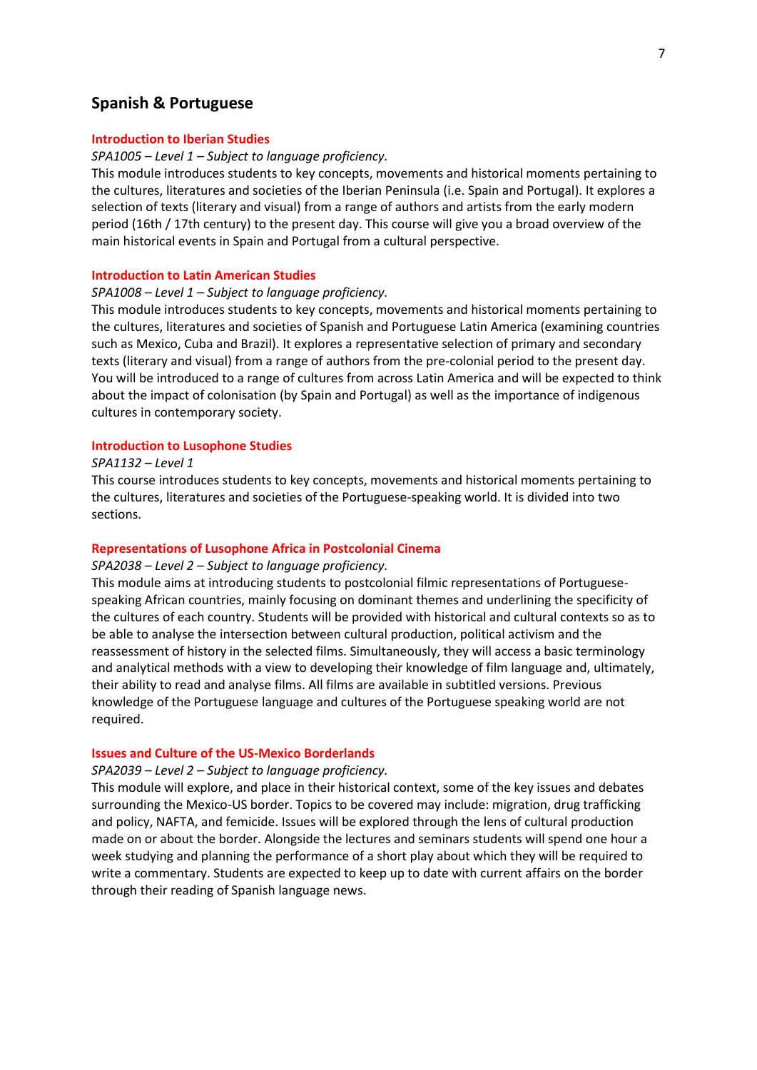## Spanish & Portuguese

### Introduction to Iberian Studies

*SPA1005 – Level 1 – Subject to language proficiency.*

This module introduces students to key concepts, movements and historical moments pertaining to the cultures, literatures and societies of the Iberian Peninsula (i.e. Spain and Portugal). It explores a selection of texts (literary and visual) from a range of authors and artists from the early modern period (16th / 17th century) to the present day. This course will give you a broad overview of the main historical events in Spain and Portugal from a cultural perspective.

### Introduction to Latin American Studies

*SPA1008 – Level 1 – Subject to language proficiency.*

This module introduces students to key concepts, movements and historical moments pertaining to the cultures, literatures and societies of Spanish and Portuguese Latin America (examining countries such as Mexico, Cuba and Brazil). It explores a representative selection of primary and secondary texts (literary and visual) from a range of authors from the pre-colonial period to the present day. You will be introduced to a range of cultures from across Latin America and will be expected to think about the impact of colonisation (by Spain and Portugal) as well as the importance of indigenous cultures in contemporary society.

### Introduction to Lusophone Studies

*SPA1132 – Level 1*

This course introduces students to key concepts, movements and historical moments pertaining to the cultures, literatures and societies of the Portuguese-speaking world. It is divided into two sections.

### Representations of Lusophone Africa in Postcolonial Cinema

*SPA2038 – Level 2 – Subject to language proficiency.*

This module aims at introducing students to postcolonial filmic representations of Portuguese-speaking African countries, mainly focusing on dominant themes and underlining the specificity of the cultures of each country. Students will be provided with historical and cultural contexts so as to be able to analyse the intersection between cultural production, political activism and the reassessment of history in the selected films. Simultaneously, they will access a basic terminology and analytical methods with a view to developing their knowledge of film language and, ultimately, their ability to read and analyse films. All films are available in subtitled versions. Previous knowledge of the Portuguese language and cultures of the Portuguese speaking world are not required.

### Issues and Culture of the US-Mexico Borderlands

*SPA2039 – Level 2 – Subject to language proficiency.*

This module will explore, and place in their historical context, some of the key issues and debates surrounding the Mexico-US border. Topics to be covered may include: migration, drug trafficking and policy, NAFTA, and femicide. Issues will be explored through the lens of cultural production made on or about the border. Alongside the lectures and seminars students will spend one hour a week studying and planning the performance of a short play about which they will be required to write a commentary. Students are expected to keep up to date with current affairs on the border through their reading of Spanish language news.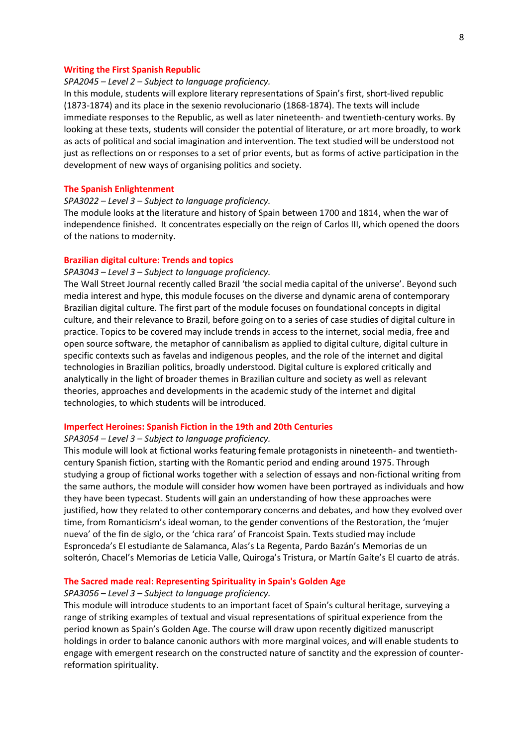### Writing the First Spanish Republic

*SPA2045 – Level 2 – Subject to language proficiency.*

In this module, students will explore literary representations of Spain's first, short-lived republic (1873-1874) and its place in the sexenio revolucionario (1868-1874). The texts will include immediate responses to the Republic, as well as later nineteenth- and twentieth-century works. By looking at these texts, students will consider the potential of literature, or art more broadly, to work as acts of political and social imagination and intervention. The text studied will be understood not just as reflections on or responses to a set of prior events, but as forms of active participation in the development of new ways of organising politics and society.

### The Spanish Enlightenment

*SPA3022 – Level 3 – Subject to language proficiency.*

The module looks at the literature and history of Spain between 1700 and 1814, when the war of independence finished. It concentrates especially on the reign of Carlos III, which opened the doors of the nations to modernity.

### Brazilian digital culture: Trends and topics

*SPA3043 – Level 3 – Subject to language proficiency.*

The Wall Street Journal recently called Brazil 'the social media capital of the universe'. Beyond such media interest and hype, this module focuses on the diverse and dynamic arena of contemporary Brazilian digital culture. The first part of the module focuses on foundational concepts in digital culture, and their relevance to Brazil, before going on to a series of case studies of digital culture in practice. Topics to be covered may include trends in access to the internet, social media, free and open source software, the metaphor of cannibalism as applied to digital culture, digital culture in specific contexts such as favelas and indigenous peoples, and the role of the internet and digital technologies in Brazilian politics, broadly understood. Digital culture is explored critically and analytically in the light of broader themes in Brazilian culture and society as well as relevant theories, approaches and developments in the academic study of the internet and digital technologies, to which students will be introduced.

### Imperfect Heroines: Spanish Fiction in the 19th and 20th Centuries

*SPA3054 – Level 3 – Subject to language proficiency.*

This module will look at fictional works featuring female protagonists in nineteenth- and twentieth-century Spanish fiction, starting with the Romantic period and ending around 1975. Through studying a group of fictional works together with a selection of essays and non-fictional writing from the same authors, the module will consider how women have been portrayed as individuals and how they have been typecast. Students will gain an understanding of how these approaches were justified, how they related to other contemporary concerns and debates, and how they evolved over time, from Romanticism's ideal woman, to the gender conventions of the Restoration, the 'mujer nueva' of the fin de siglo, or the 'chica rara' of Francoist Spain. Texts studied may include Espronceda's El estudiante de Salamanca, Alas's La Regenta, Pardo Bazán's Memorias de un solterón, Chacel's Memorias de Leticia Valle, Quiroga's Tristura, or Martín Gaíte's El cuarto de atrás.

### The Sacred made real: Representing Spirituality in Spain's Golden Age

*SPA3056 – Level 3 – Subject to language proficiency.*

This module will introduce students to an important facet of Spain's cultural heritage, surveying a range of striking examples of textual and visual representations of spiritual experience from the period known as Spain's Golden Age. The course will draw upon recently digitized manuscript holdings in order to balance canonic authors with more marginal voices, and will enable students to engage with emergent research on the constructed nature of sanctity and the expression of counter-reformation spirituality.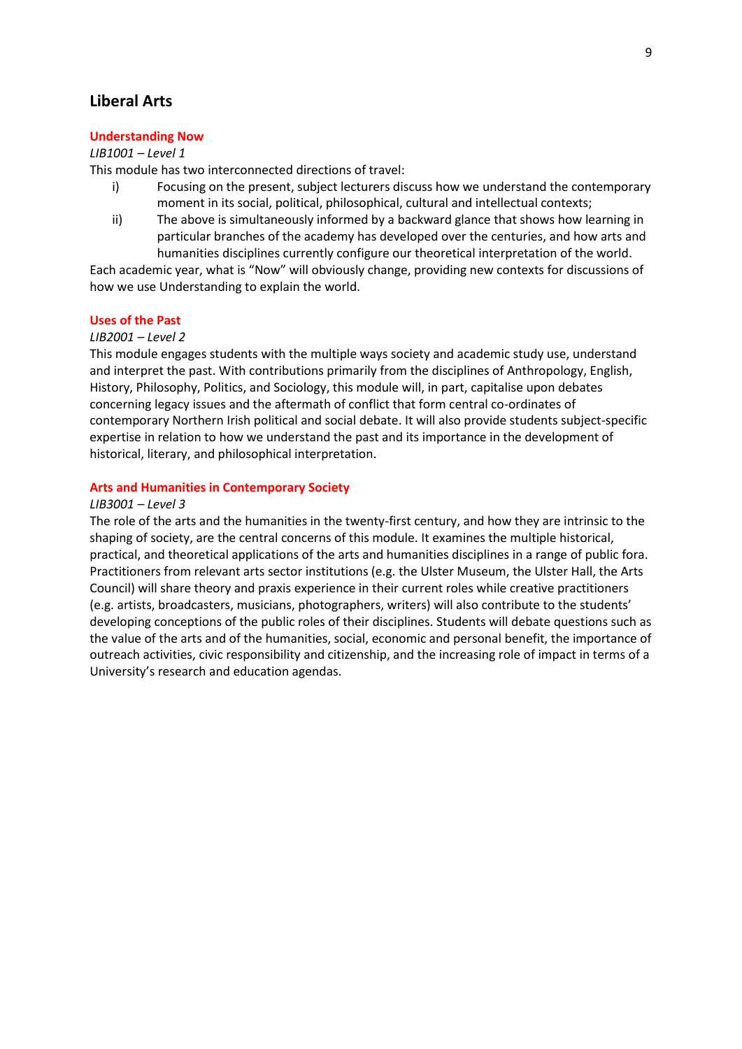## Liberal Arts

### Understanding Now

*LIB1001 – Level 1*

This module has two interconnected directions of travel:

i) Focusing on the present, subject lecturers discuss how we understand the contemporary moment in its social, political, philosophical, cultural and intellectual contexts;

ii) The above is simultaneously informed by a backward glance that shows how learning in particular branches of the academy has developed over the centuries, and how arts and humanities disciplines currently configure our theoretical interpretation of the world.

Each academic year, what is "Now" will obviously change, providing new contexts for discussions of how we use Understanding to explain the world.

### Uses of the Past

*LIB2001 – Level 2*

This module engages students with the multiple ways society and academic study use, understand and interpret the past. With contributions primarily from the disciplines of Anthropology, English, History, Philosophy, Politics, and Sociology, this module will, in part, capitalise upon debates concerning legacy issues and the aftermath of conflict that form central co-ordinates of contemporary Northern Irish political and social debate. It will also provide students subject-specific expertise in relation to how we understand the past and its importance in the development of historical, literary, and philosophical interpretation.

### Arts and Humanities in Contemporary Society

*LIB3001 – Level 3*

The role of the arts and the humanities in the twenty-first century, and how they are intrinsic to the shaping of society, are the central concerns of this module. It examines the multiple historical, practical, and theoretical applications of the arts and humanities disciplines in a range of public fora. Practitioners from relevant arts sector institutions (e.g. the Ulster Museum, the Ulster Hall, the Arts Council) will share theory and praxis experience in their current roles while creative practitioners (e.g. artists, broadcasters, musicians, photographers, writers) will also contribute to the students' developing conceptions of the public roles of their disciplines. Students will debate questions such as the value of the arts and of the humanities, social, economic and personal benefit, the importance of outreach activities, civic responsibility and citizenship, and the increasing role of impact in terms of a University's research and education agendas.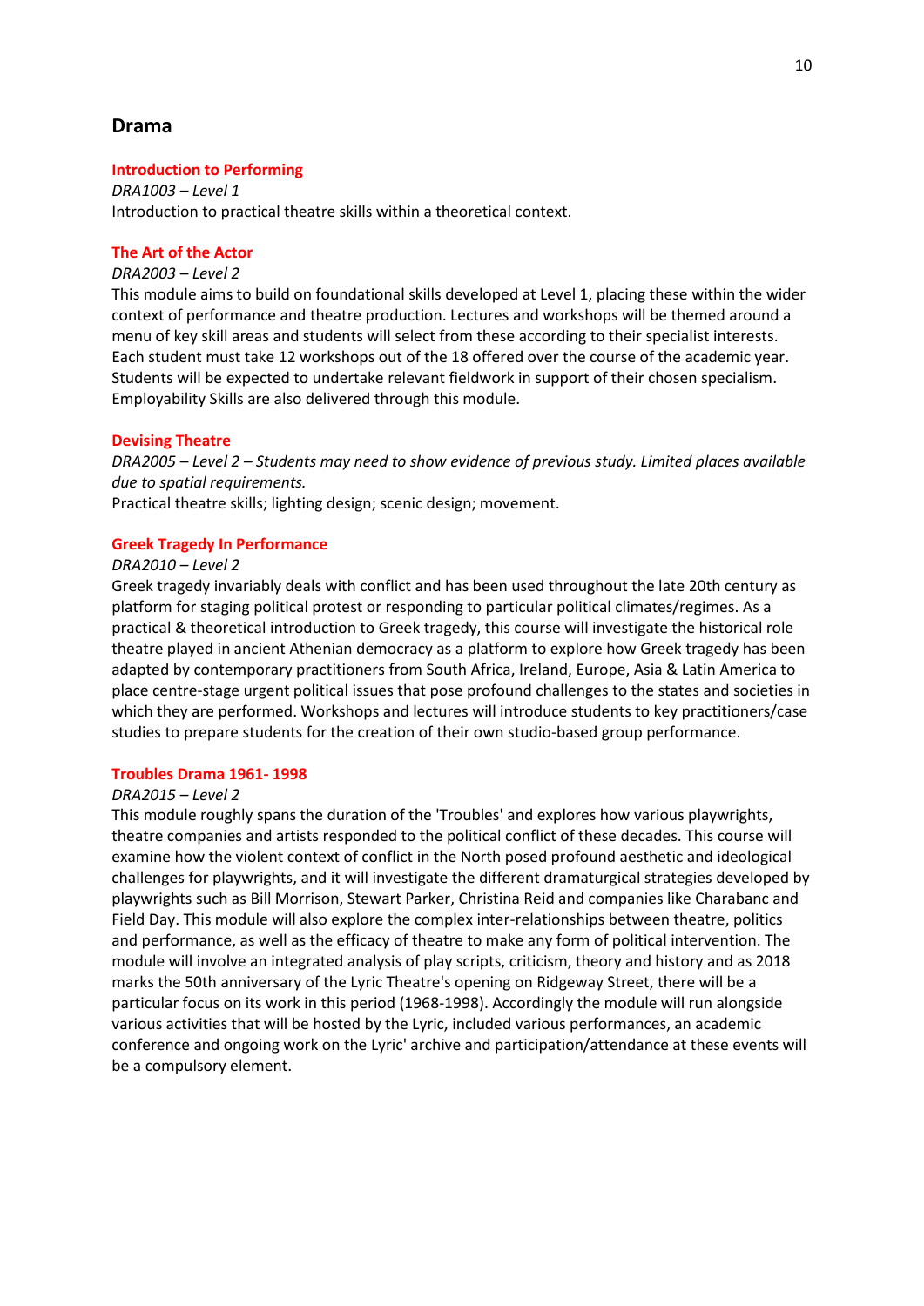## Drama

### Introduction to Performing

*DRA1003 – Level 1*

Introduction to practical theatre skills within a theoretical context.

### The Art of the Actor

*DRA2003 – Level 2*

This module aims to build on foundational skills developed at Level 1, placing these within the wider context of performance and theatre production. Lectures and workshops will be themed around a menu of key skill areas and students will select from these according to their specialist interests. Each student must take 12 workshops out of the 18 offered over the course of the academic year. Students will be expected to undertake relevant fieldwork in support of their chosen specialism. Employability Skills are also delivered through this module.

### Devising Theatre

*DRA2005 – Level 2 – Students may need to show evidence of previous study. Limited places available due to spatial requirements.*

Practical theatre skills; lighting design; scenic design; movement.

### Greek Tragedy In Performance

*DRA2010 – Level 2*

Greek tragedy invariably deals with conflict and has been used throughout the late 20th century as platform for staging political protest or responding to particular political climates/regimes. As a practical & theoretical introduction to Greek tragedy, this course will investigate the historical role theatre played in ancient Athenian democracy as a platform to explore how Greek tragedy has been adapted by contemporary practitioners from South Africa, Ireland, Europe, Asia & Latin America to place centre-stage urgent political issues that pose profound challenges to the states and societies in which they are performed. Workshops and lectures will introduce students to key practitioners/case studies to prepare students for the creation of their own studio-based group performance.

### Troubles Drama 1961- 1998

*DRA2015 – Level 2*

This module roughly spans the duration of the 'Troubles' and explores how various playwrights, theatre companies and artists responded to the political conflict of these decades. This course will examine how the violent context of conflict in the North posed profound aesthetic and ideological challenges for playwrights, and it will investigate the different dramaturgical strategies developed by playwrights such as Bill Morrison, Stewart Parker, Christina Reid and companies like Charabanc and Field Day. This module will also explore the complex inter-relationships between theatre, politics and performance, as well as the efficacy of theatre to make any form of political intervention. The module will involve an integrated analysis of play scripts, criticism, theory and history and as 2018 marks the 50th anniversary of the Lyric Theatre's opening on Ridgeway Street, there will be a particular focus on its work in this period (1968-1998). Accordingly the module will run alongside various activities that will be hosted by the Lyric, included various performances, an academic conference and ongoing work on the Lyric' archive and participation/attendance at these events will be a compulsory element.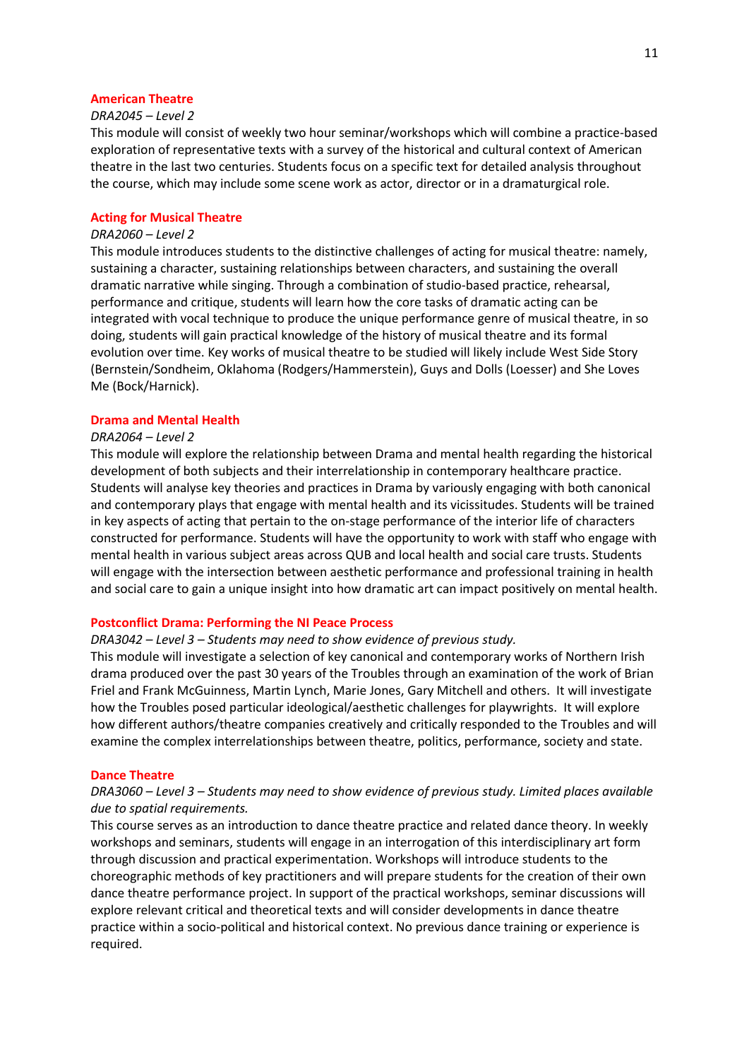### American Theatre

*DRA2045 – Level 2*

This module will consist of weekly two hour seminar/workshops which will combine a practice-based exploration of representative texts with a survey of the historical and cultural context of American theatre in the last two centuries. Students focus on a specific text for detailed analysis throughout the course, which may include some scene work as actor, director or in a dramaturgical role.

### Acting for Musical Theatre

*DRA2060 – Level 2*

This module introduces students to the distinctive challenges of acting for musical theatre: namely, sustaining a character, sustaining relationships between characters, and sustaining the overall dramatic narrative while singing. Through a combination of studio-based practice, rehearsal, performance and critique, students will learn how the core tasks of dramatic acting can be integrated with vocal technique to produce the unique performance genre of musical theatre, in so doing, students will gain practical knowledge of the history of musical theatre and its formal evolution over time. Key works of musical theatre to be studied will likely include West Side Story (Bernstein/Sondheim, Oklahoma (Rodgers/Hammerstein), Guys and Dolls (Loesser) and She Loves Me (Bock/Harnick).

### Drama and Mental Health

*DRA2064 – Level 2*

This module will explore the relationship between Drama and mental health regarding the historical development of both subjects and their interrelationship in contemporary healthcare practice. Students will analyse key theories and practices in Drama by variously engaging with both canonical and contemporary plays that engage with mental health and its vicissitudes. Students will be trained in key aspects of acting that pertain to the on-stage performance of the interior life of characters constructed for performance. Students will have the opportunity to work with staff who engage with mental health in various subject areas across QUB and local health and social care trusts. Students will engage with the intersection between aesthetic performance and professional training in health and social care to gain a unique insight into how dramatic art can impact positively on mental health.

### Postconflict Drama: Performing the NI Peace Process

*DRA3042 – Level 3 – Students may need to show evidence of previous study.*

This module will investigate a selection of key canonical and contemporary works of Northern Irish drama produced over the past 30 years of the Troubles through an examination of the work of Brian Friel and Frank McGuinness, Martin Lynch, Marie Jones, Gary Mitchell and others. It will investigate how the Troubles posed particular ideological/aesthetic challenges for playwrights. It will explore how different authors/theatre companies creatively and critically responded to the Troubles and will examine the complex interrelationships between theatre, politics, performance, society and state.

### Dance Theatre

*DRA3060 – Level 3 – Students may need to show evidence of previous study. Limited places available due to spatial requirements.*

This course serves as an introduction to dance theatre practice and related dance theory. In weekly workshops and seminars, students will engage in an interrogation of this interdisciplinary art form through discussion and practical experimentation. Workshops will introduce students to the choreographic methods of key practitioners and will prepare students for the creation of their own dance theatre performance project. In support of the practical workshops, seminar discussions will explore relevant critical and theoretical texts and will consider developments in dance theatre practice within a socio-political and historical context. No previous dance training or experience is required.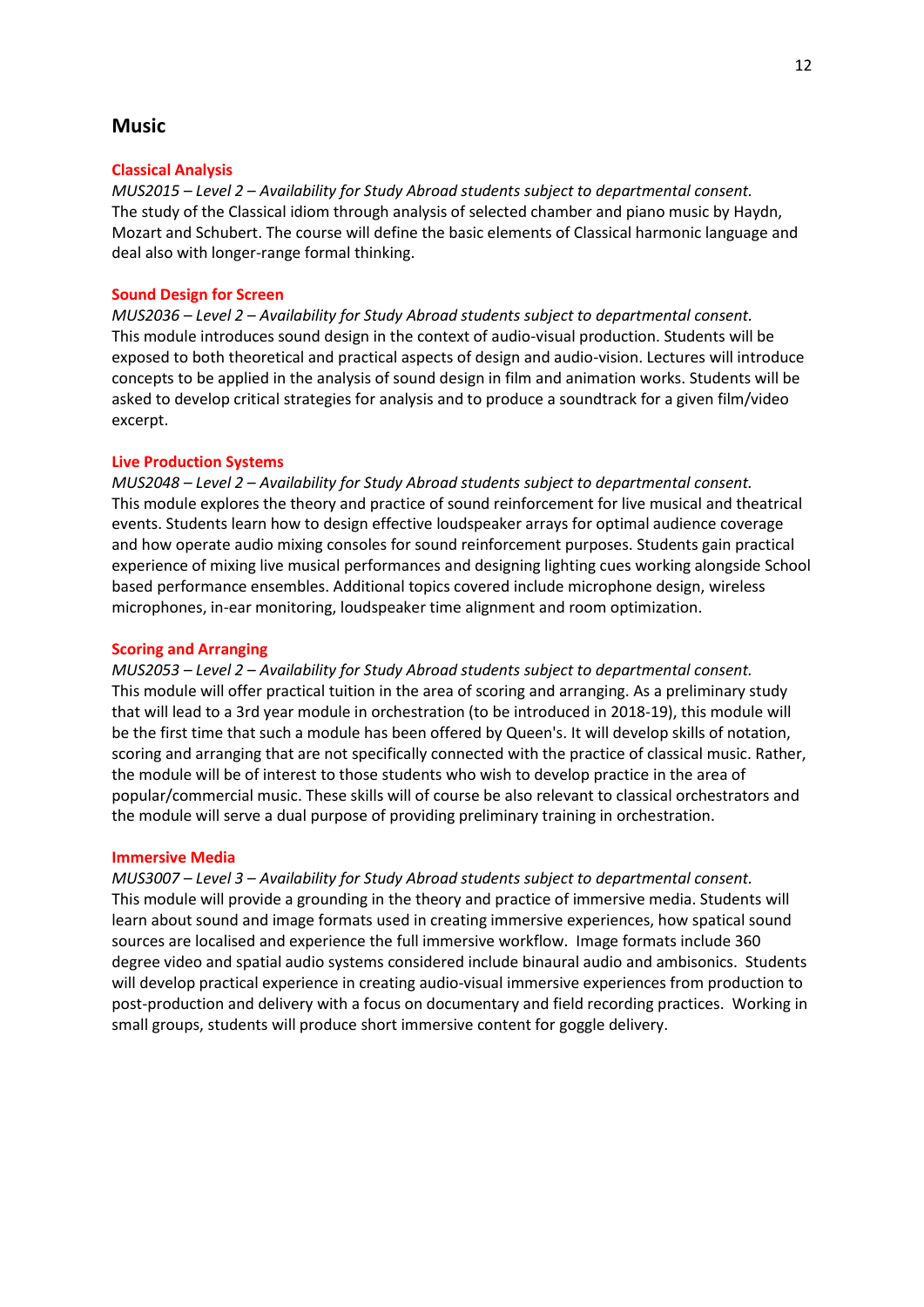## Music

### Classical Analysis

*MUS2015 – Level 2 – Availability for Study Abroad students subject to departmental consent.*
The study of the Classical idiom through analysis of selected chamber and piano music by Haydn, Mozart and Schubert. The course will define the basic elements of Classical harmonic language and deal also with longer-range formal thinking.

### Sound Design for Screen

*MUS2036 – Level 2 – Availability for Study Abroad students subject to departmental consent.*
This module introduces sound design in the context of audio-visual production. Students will be exposed to both theoretical and practical aspects of design and audio-vision. Lectures will introduce concepts to be applied in the analysis of sound design in film and animation works. Students will be asked to develop critical strategies for analysis and to produce a soundtrack for a given film/video excerpt.

### Live Production Systems

*MUS2048 – Level 2 – Availability for Study Abroad students subject to departmental consent.*
This module explores the theory and practice of sound reinforcement for live musical and theatrical events. Students learn how to design effective loudspeaker arrays for optimal audience coverage and how operate audio mixing consoles for sound reinforcement purposes. Students gain practical experience of mixing live musical performances and designing lighting cues working alongside School based performance ensembles. Additional topics covered include microphone design, wireless microphones, in-ear monitoring, loudspeaker time alignment and room optimization.

### Scoring and Arranging

*MUS2053 – Level 2 – Availability for Study Abroad students subject to departmental consent.*
This module will offer practical tuition in the area of scoring and arranging. As a preliminary study that will lead to a 3rd year module in orchestration (to be introduced in 2018-19), this module will be the first time that such a module has been offered by Queen's. It will develop skills of notation, scoring and arranging that are not specifically connected with the practice of classical music. Rather, the module will be of interest to those students who wish to develop practice in the area of popular/commercial music. These skills will of course be also relevant to classical orchestrators and the module will serve a dual purpose of providing preliminary training in orchestration.

### Immersive Media

*MUS3007 – Level 3 – Availability for Study Abroad students subject to departmental consent.*
This module will provide a grounding in the theory and practice of immersive media. Students will learn about sound and image formats used in creating immersive experiences, how spatial sound sources are localised and experience the full immersive workflow. Image formats include 360 degree video and spatial audio systems considered include binaural audio and ambisonics. Students will develop practical experience in creating audio-visual immersive experiences from production to post-production and delivery with a focus on documentary and field recording practices. Working in small groups, students will produce short immersive content for goggle delivery.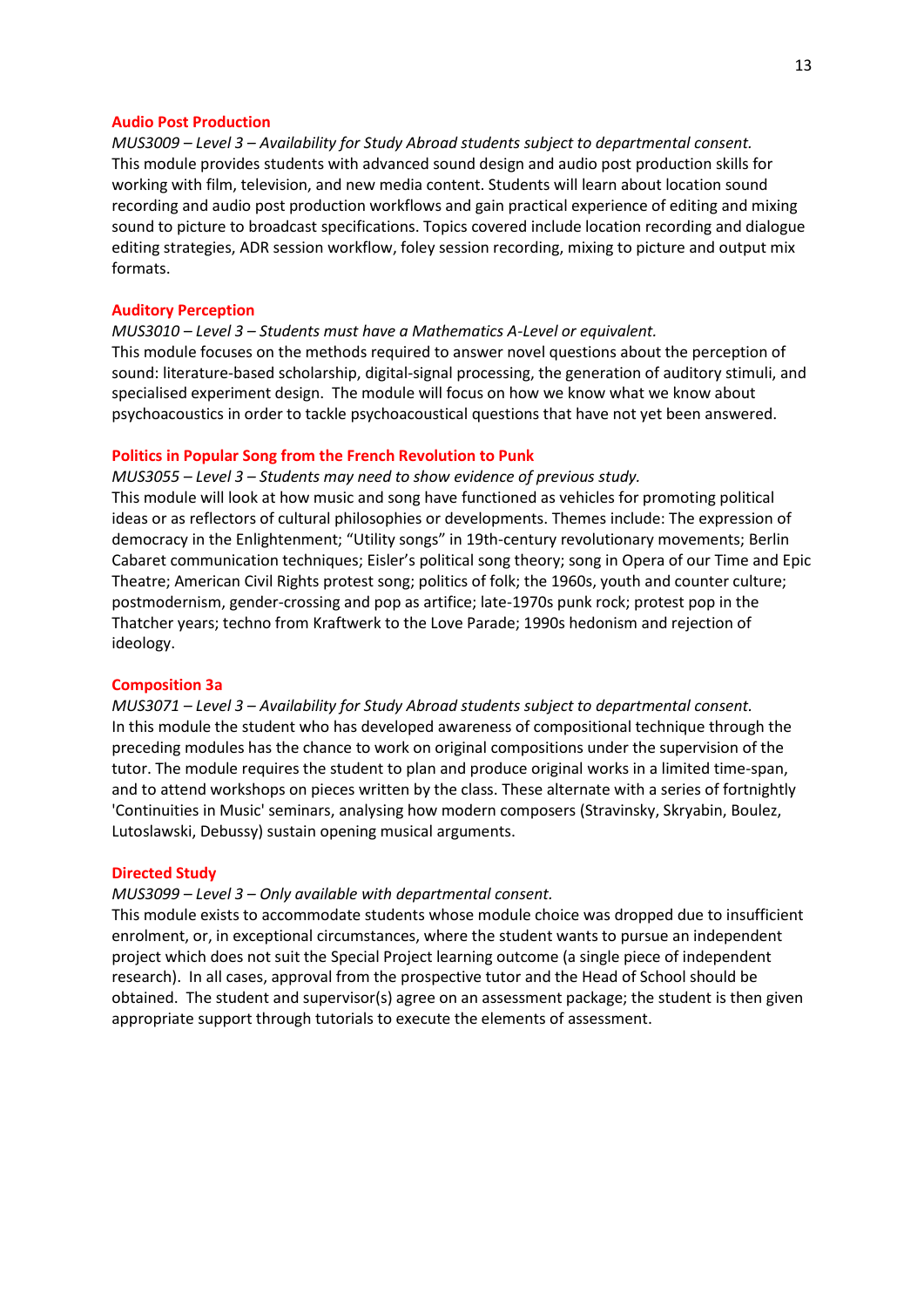### Audio Post Production

*MUS3009 – Level 3 – Availability for Study Abroad students subject to departmental consent.*
This module provides students with advanced sound design and audio post production skills for working with film, television, and new media content. Students will learn about location sound recording and audio post production workflows and gain practical experience of editing and mixing sound to picture to broadcast specifications. Topics covered include location recording and dialogue editing strategies, ADR session workflow, foley session recording, mixing to picture and output mix formats.

### Auditory Perception

*MUS3010 – Level 3 – Students must have a Mathematics A-Level or equivalent.*
This module focuses on the methods required to answer novel questions about the perception of sound: literature-based scholarship, digital-signal processing, the generation of auditory stimuli, and specialised experiment design. The module will focus on how we know what we know about psychoacoustics in order to tackle psychoacoustical questions that have not yet been answered.

### Politics in Popular Song from the French Revolution to Punk

*MUS3055 – Level 3 – Students may need to show evidence of previous study.*
This module will look at how music and song have functioned as vehicles for promoting political ideas or as reflectors of cultural philosophies or developments. Themes include: The expression of democracy in the Enlightenment; "Utility songs" in 19th-century revolutionary movements; Berlin Cabaret communication techniques; Eisler's political song theory; song in Opera of our Time and Epic Theatre; American Civil Rights protest song; politics of folk; the 1960s, youth and counter culture; postmodernism, gender-crossing and pop as artifice; late-1970s punk rock; protest pop in the Thatcher years; techno from Kraftwerk to the Love Parade; 1990s hedonism and rejection of ideology.

### Composition 3a

*MUS3071 – Level 3 – Availability for Study Abroad students subject to departmental consent.*
In this module the student who has developed awareness of compositional technique through the preceding modules has the chance to work on original compositions under the supervision of the tutor. The module requires the student to plan and produce original works in a limited time-span, and to attend workshops on pieces written by the class. These alternate with a series of fortnightly 'Continuities in Music' seminars, analysing how modern composers (Stravinsky, Skryabin, Boulez, Lutoslawski, Debussy) sustain opening musical arguments.

### Directed Study

*MUS3099 – Level 3 – Only available with departmental consent.*
This module exists to accommodate students whose module choice was dropped due to insufficient enrolment, or, in exceptional circumstances, where the student wants to pursue an independent project which does not suit the Special Project learning outcome (a single piece of independent research). In all cases, approval from the prospective tutor and the Head of School should be obtained. The student and supervisor(s) agree on an assessment package; the student is then given appropriate support through tutorials to execute the elements of assessment.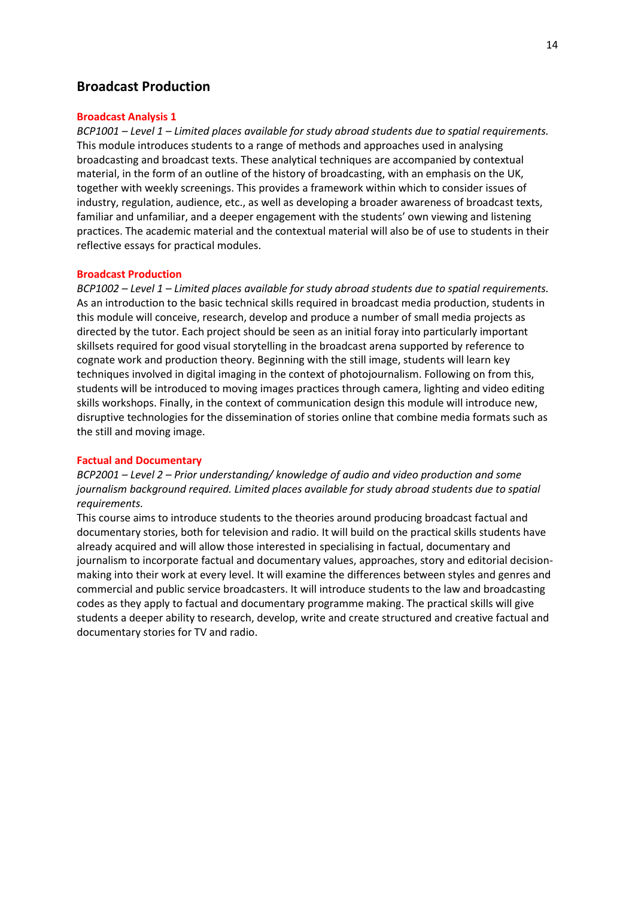## Broadcast Production

### Broadcast Analysis 1

*BCP1001 – Level 1 – Limited places available for study abroad students due to spatial requirements.*
This module introduces students to a range of methods and approaches used in analysing broadcasting and broadcast texts. These analytical techniques are accompanied by contextual material, in the form of an outline of the history of broadcasting, with an emphasis on the UK, together with weekly screenings. This provides a framework within which to consider issues of industry, regulation, audience, etc., as well as developing a broader awareness of broadcast texts, familiar and unfamiliar, and a deeper engagement with the students' own viewing and listening practices. The academic material and the contextual material will also be of use to students in their reflective essays for practical modules.

### Broadcast Production

*BCP1002 – Level 1 – Limited places available for study abroad students due to spatial requirements.*
As an introduction to the basic technical skills required in broadcast media production, students in this module will conceive, research, develop and produce a number of small media projects as directed by the tutor. Each project should be seen as an initial foray into particularly important skillsets required for good visual storytelling in the broadcast arena supported by reference to cognate work and production theory. Beginning with the still image, students will learn key techniques involved in digital imaging in the context of photojournalism. Following on from this, students will be introduced to moving images practices through camera, lighting and video editing skills workshops. Finally, in the context of communication design this module will introduce new, disruptive technologies for the dissemination of stories online that combine media formats such as the still and moving image.

### Factual and Documentary

*BCP2001 – Level 2 – Prior understanding/ knowledge of audio and video production and some journalism background required. Limited places available for study abroad students due to spatial requirements.*
This course aims to introduce students to the theories around producing broadcast factual and documentary stories, both for television and radio. It will build on the practical skills students have already acquired and will allow those interested in specialising in factual, documentary and journalism to incorporate factual and documentary values, approaches, story and editorial decision-making into their work at every level. It will examine the differences between styles and genres and commercial and public service broadcasters. It will introduce students to the law and broadcasting codes as they apply to factual and documentary programme making. The practical skills will give students a deeper ability to research, develop, write and create structured and creative factual and documentary stories for TV and radio.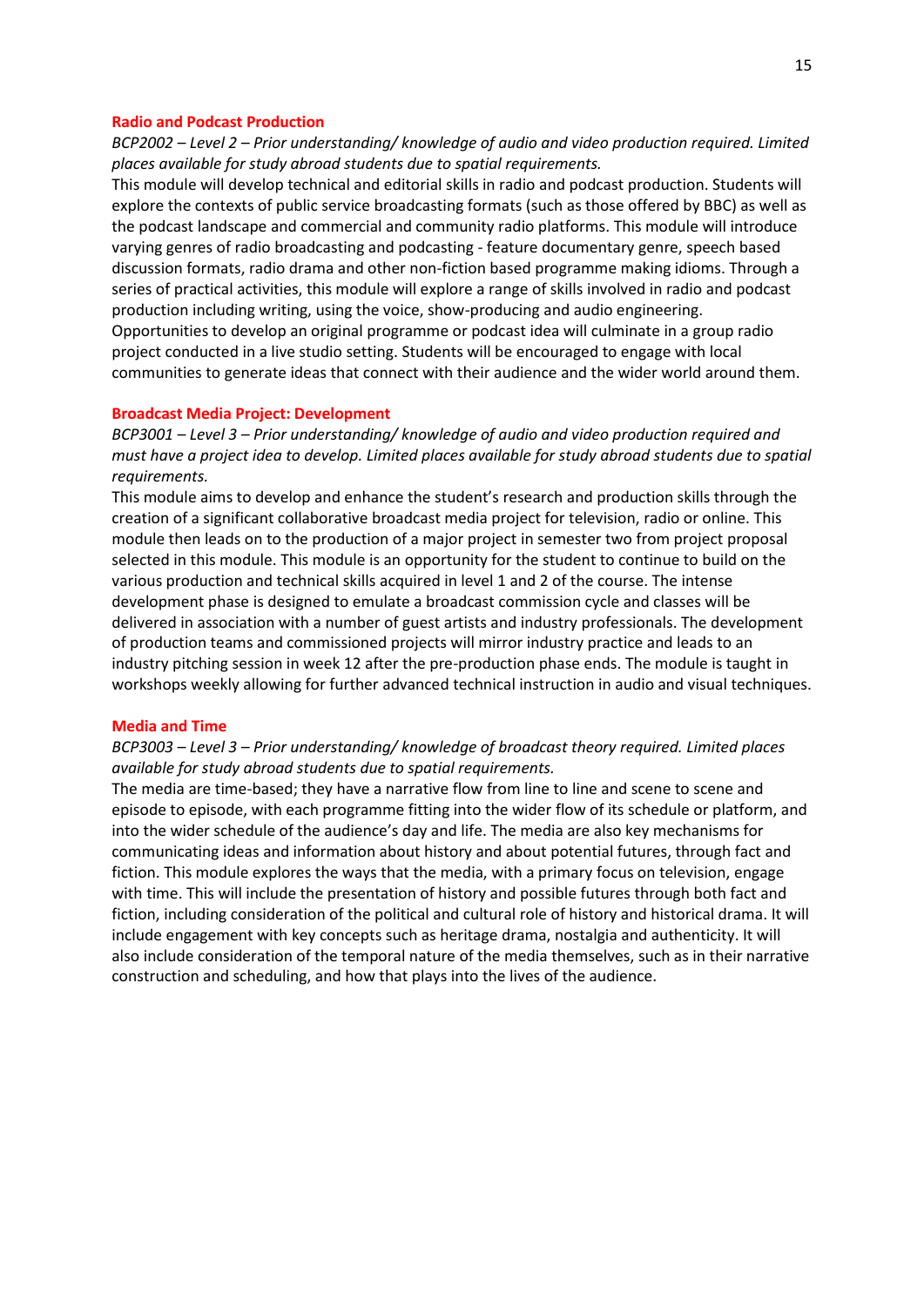### Radio and Podcast Production

*BCP2002 – Level 2 – Prior understanding/ knowledge of audio and video production required. Limited places available for study abroad students due to spatial requirements.*

This module will develop technical and editorial skills in radio and podcast production. Students will explore the contexts of public service broadcasting formats (such as those offered by BBC) as well as the podcast landscape and commercial and community radio platforms. This module will introduce varying genres of radio broadcasting and podcasting - feature documentary genre, speech based discussion formats, radio drama and other non-fiction based programme making idioms. Through a series of practical activities, this module will explore a range of skills involved in radio and podcast production including writing, using the voice, show-producing and audio engineering. Opportunities to develop an original programme or podcast idea will culminate in a group radio project conducted in a live studio setting. Students will be encouraged to engage with local communities to generate ideas that connect with their audience and the wider world around them.

### Broadcast Media Project: Development

*BCP3001 – Level 3 – Prior understanding/ knowledge of audio and video production required and must have a project idea to develop. Limited places available for study abroad students due to spatial requirements.*

This module aims to develop and enhance the student's research and production skills through the creation of a significant collaborative broadcast media project for television, radio or online. This module then leads on to the production of a major project in semester two from project proposal selected in this module. This module is an opportunity for the student to continue to build on the various production and technical skills acquired in level 1 and 2 of the course. The intense development phase is designed to emulate a broadcast commission cycle and classes will be delivered in association with a number of guest artists and industry professionals. The development of production teams and commissioned projects will mirror industry practice and leads to an industry pitching session in week 12 after the pre-production phase ends. The module is taught in workshops weekly allowing for further advanced technical instruction in audio and visual techniques.

### Media and Time

*BCP3003 – Level 3 – Prior understanding/ knowledge of broadcast theory required. Limited places available for study abroad students due to spatial requirements.*

The media are time-based; they have a narrative flow from line to line and scene to scene and episode to episode, with each programme fitting into the wider flow of its schedule or platform, and into the wider schedule of the audience's day and life. The media are also key mechanisms for communicating ideas and information about history and about potential futures, through fact and fiction. This module explores the ways that the media, with a primary focus on television, engage with time. This will include the presentation of history and possible futures through both fact and fiction, including consideration of the political and cultural role of history and historical drama. It will include engagement with key concepts such as heritage drama, nostalgia and authenticity. It will also include consideration of the temporal nature of the media themselves, such as in their narrative construction and scheduling, and how that plays into the lives of the audience.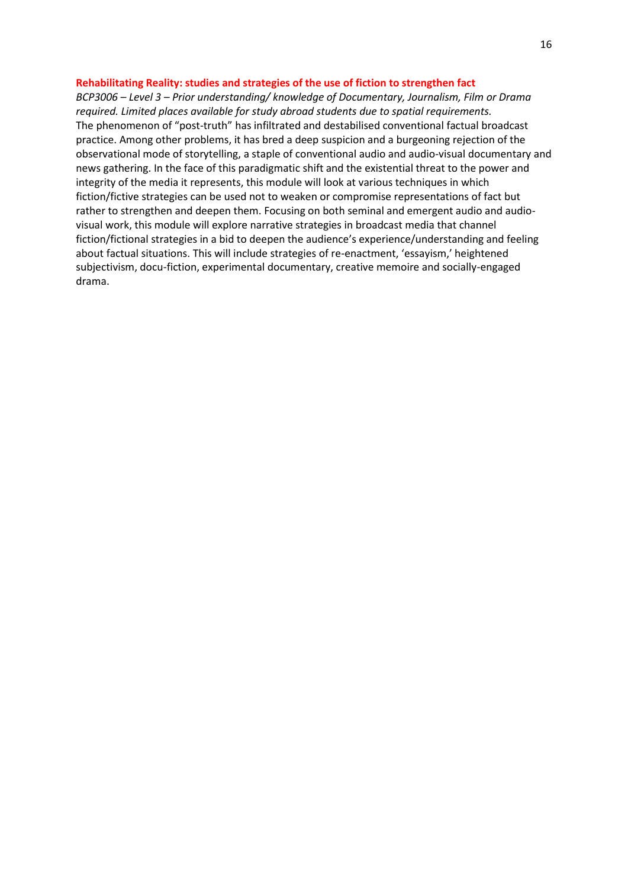**Rehabilitating Reality: studies and strategies of the use of fiction to strengthen fact**

*BCP3006 – Level 3 – Prior understanding/ knowledge of Documentary, Journalism, Film or Drama required. Limited places available for study abroad students due to spatial requirements.*

The phenomenon of "post-truth" has infiltrated and destabilised conventional factual broadcast practice. Among other problems, it has bred a deep suspicion and a burgeoning rejection of the observational mode of storytelling, a staple of conventional audio and audio-visual documentary and news gathering. In the face of this paradigmatic shift and the existential threat to the power and integrity of the media it represents, this module will look at various techniques in which fiction/fictive strategies can be used not to weaken or compromise representations of fact but rather to strengthen and deepen them. Focusing on both seminal and emergent audio and audio-visual work, this module will explore narrative strategies in broadcast media that channel fiction/fictional strategies in a bid to deepen the audience's experience/understanding and feeling about factual situations. This will include strategies of re-enactment, 'essayism,' heightened subjectivism, docu-fiction, experimental documentary, creative memoire and socially-engaged drama.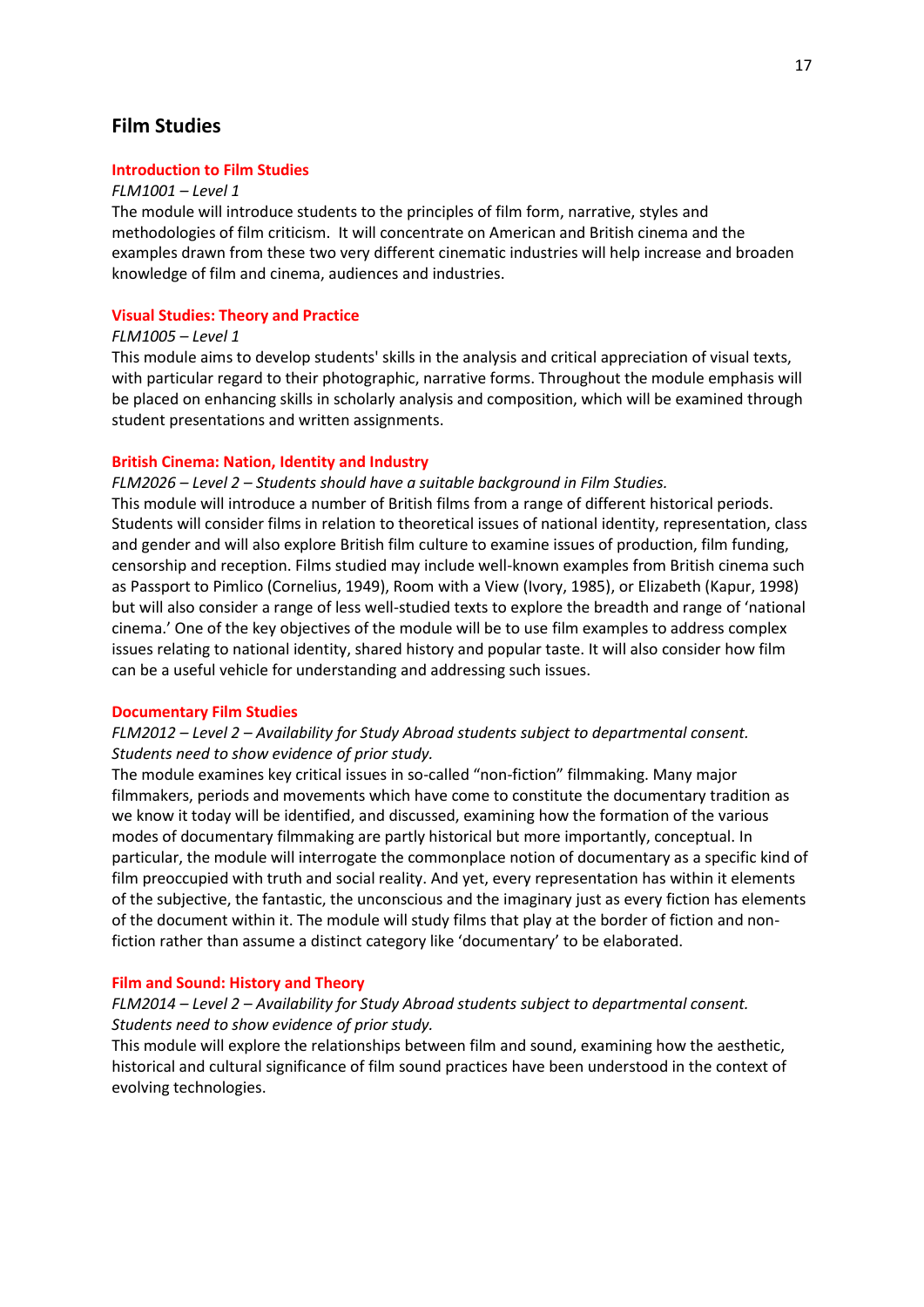## Film Studies

### Introduction to Film Studies

*FLM1001 – Level 1*

The module will introduce students to the principles of film form, narrative, styles and methodologies of film criticism. It will concentrate on American and British cinema and the examples drawn from these two very different cinematic industries will help increase and broaden knowledge of film and cinema, audiences and industries.

### Visual Studies: Theory and Practice

*FLM1005 – Level 1*

This module aims to develop students' skills in the analysis and critical appreciation of visual texts, with particular regard to their photographic, narrative forms. Throughout the module emphasis will be placed on enhancing skills in scholarly analysis and composition, which will be examined through student presentations and written assignments.

### British Cinema: Nation, Identity and Industry

*FLM2026 – Level 2 – Students should have a suitable background in Film Studies.*

This module will introduce a number of British films from a range of different historical periods. Students will consider films in relation to theoretical issues of national identity, representation, class and gender and will also explore British film culture to examine issues of production, film funding, censorship and reception. Films studied may include well-known examples from British cinema such as Passport to Pimlico (Cornelius, 1949), Room with a View (Ivory, 1985), or Elizabeth (Kapur, 1998) but will also consider a range of less well-studied texts to explore the breadth and range of 'national cinema.' One of the key objectives of the module will be to use film examples to address complex issues relating to national identity, shared history and popular taste. It will also consider how film can be a useful vehicle for understanding and addressing such issues.

### Documentary Film Studies

*FLM2012 – Level 2 – Availability for Study Abroad students subject to departmental consent. Students need to show evidence of prior study.*

The module examines key critical issues in so-called "non-fiction" filmmaking. Many major filmmakers, periods and movements which have come to constitute the documentary tradition as we know it today will be identified, and discussed, examining how the formation of the various modes of documentary filmmaking are partly historical but more importantly, conceptual. In particular, the module will interrogate the commonplace notion of documentary as a specific kind of film preoccupied with truth and social reality. And yet, every representation has within it elements of the subjective, the fantastic, the unconscious and the imaginary just as every fiction has elements of the document within it. The module will study films that play at the border of fiction and non-fiction rather than assume a distinct category like 'documentary' to be elaborated.

### Film and Sound: History and Theory

*FLM2014 – Level 2 – Availability for Study Abroad students subject to departmental consent. Students need to show evidence of prior study.*

This module will explore the relationships between film and sound, examining how the aesthetic, historical and cultural significance of film sound practices have been understood in the context of evolving technologies.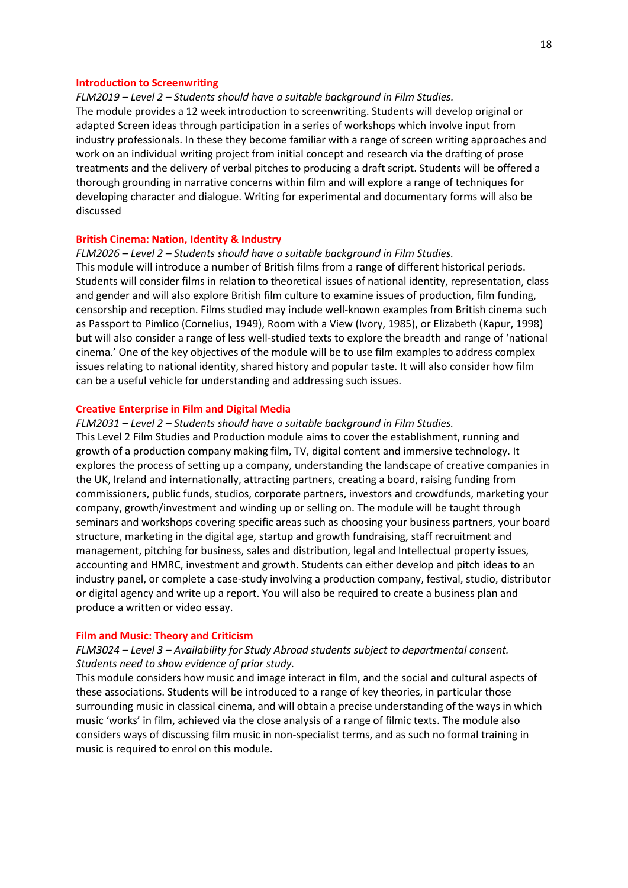### Introduction to Screenwriting

*FLM2019 – Level 2 – Students should have a suitable background in Film Studies.*

The module provides a 12 week introduction to screenwriting. Students will develop original or adapted Screen ideas through participation in a series of workshops which involve input from industry professionals. In these they become familiar with a range of screen writing approaches and work on an individual writing project from initial concept and research via the drafting of prose treatments and the delivery of verbal pitches to producing a draft script. Students will be offered a thorough grounding in narrative concerns within film and will explore a range of techniques for developing character and dialogue. Writing for experimental and documentary forms will also be discussed

### British Cinema: Nation, Identity & Industry

*FLM2026 – Level 2 – Students should have a suitable background in Film Studies.*

This module will introduce a number of British films from a range of different historical periods. Students will consider films in relation to theoretical issues of national identity, representation, class and gender and will also explore British film culture to examine issues of production, film funding, censorship and reception. Films studied may include well-known examples from British cinema such as Passport to Pimlico (Cornelius, 1949), Room with a View (Ivory, 1985), or Elizabeth (Kapur, 1998) but will also consider a range of less well-studied texts to explore the breadth and range of 'national cinema.' One of the key objectives of the module will be to use film examples to address complex issues relating to national identity, shared history and popular taste. It will also consider how film can be a useful vehicle for understanding and addressing such issues.

### Creative Enterprise in Film and Digital Media

*FLM2031 – Level 2 – Students should have a suitable background in Film Studies.*

This Level 2 Film Studies and Production module aims to cover the establishment, running and growth of a production company making film, TV, digital content and immersive technology. It explores the process of setting up a company, understanding the landscape of creative companies in the UK, Ireland and internationally, attracting partners, creating a board, raising funding from commissioners, public funds, studios, corporate partners, investors and crowdfunds, marketing your company, growth/investment and winding up or selling on. The module will be taught through seminars and workshops covering specific areas such as choosing your business partners, your board structure, marketing in the digital age, startup and growth fundraising, staff recruitment and management, pitching for business, sales and distribution, legal and Intellectual property issues, accounting and HMRC, investment and growth. Students can either develop and pitch ideas to an industry panel, or complete a case-study involving a production company, festival, studio, distributor or digital agency and write up a report. You will also be required to create a business plan and produce a written or video essay.

### Film and Music: Theory and Criticism

*FLM3024 – Level 3 – Availability for Study Abroad students subject to departmental consent. Students need to show evidence of prior study.*

This module considers how music and image interact in film, and the social and cultural aspects of these associations. Students will be introduced to a range of key theories, in particular those surrounding music in classical cinema, and will obtain a precise understanding of the ways in which music 'works' in film, achieved via the close analysis of a range of filmic texts. The module also considers ways of discussing film music in non-specialist terms, and as such no formal training in music is required to enrol on this module.